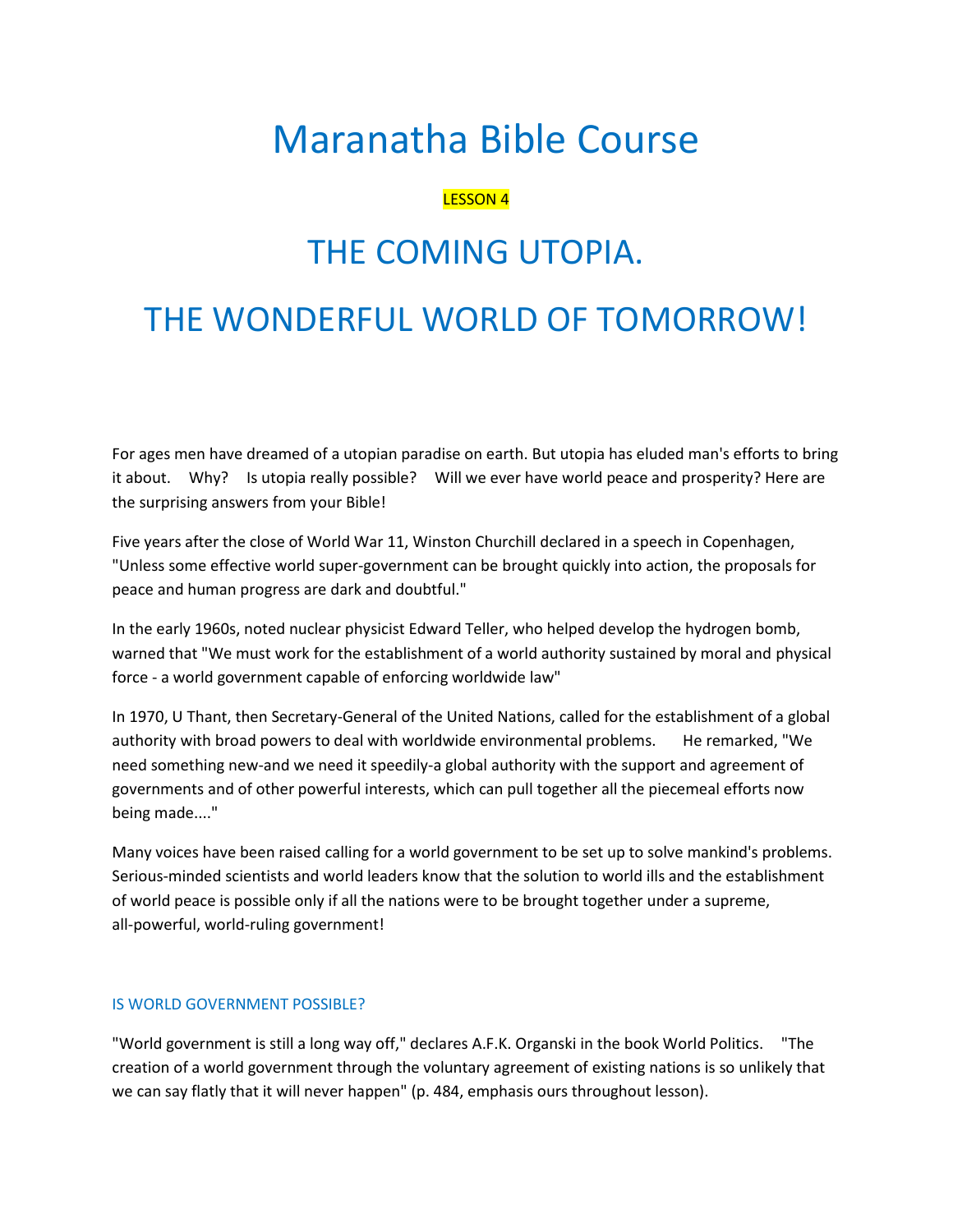# Maranatha Bible Course

LESSON 4

## THE COMING UTOPIA.

## THE WONDERFUL WORLD OF TOMORROW!

For ages men have dreamed of a utopian paradise on earth. But utopia has eluded man's efforts to bring it about. Why? Is utopia really possible? Will we ever have world peace and prosperity? Here are the surprising answers from your Bible!

Five years after the close of World War 11, Winston Churchill declared in a speech in Copenhagen, "Unless some effective world super-government can be brought quickly into action, the proposals for peace and human progress are dark and doubtful."

In the early 1960s, noted nuclear physicist Edward Teller, who helped develop the hydrogen bomb, warned that "We must work for the establishment of a world authority sustained by moral and physical force - a world government capable of enforcing worldwide law"

In 1970, U Thant, then Secretary-General of the United Nations, called for the establishment of a global authority with broad powers to deal with worldwide environmental problems. He remarked, "We need something new-and we need it speedily-a global authority with the support and agreement of governments and of other powerful interests, which can pull together all the piecemeal efforts now being made...."

Many voices have been raised calling for a world government to be set up to solve mankind's problems. Serious-minded scientists and world leaders know that the solution to world ills and the establishment of world peace is possible only if all the nations were to be brought together under a supreme, all-powerful, world-ruling government!

### IS WORLD GOVERNMENT POSSIBLE?

"World government is still a long way off," declares A.F.K. Organski in the book World Politics. "The creation of a world government through the voluntary agreement of existing nations is so unlikely that we can say flatly that it will never happen" (p. 484, emphasis ours throughout lesson).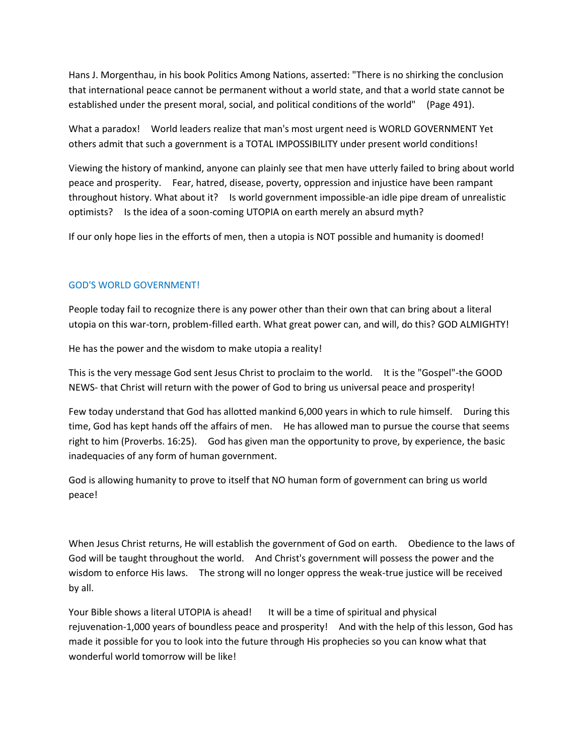Hans J. Morgenthau, in his book Politics Among Nations, asserted: "There is no shirking the conclusion that international peace cannot be permanent without a world state, and that a world state cannot be established under the present moral, social, and political conditions of the world" (Page 491).

What a paradox! World leaders realize that man's most urgent need is WORLD GOVERNMENT Yet others admit that such a government is a TOTAL IMPOSSIBILITY under present world conditions!

Viewing the history of mankind, anyone can plainly see that men have utterly failed to bring about world peace and prosperity. Fear, hatred, disease, poverty, oppression and injustice have been rampant throughout history. What about it? Is world government impossible-an idle pipe dream of unrealistic optimists? Is the idea of a soon-coming UTOPIA on earth merely an absurd myth?

If our only hope lies in the efforts of men, then a utopia is NOT possible and humanity is doomed!

## GOD'S WORLD GOVERNMENT!

People today fail to recognize there is any power other than their own that can bring about a literal utopia on this war-torn, problem-filled earth. What great power can, and will, do this? GOD ALMIGHTY!

He has the power and the wisdom to make utopia a reality!

This is the very message God sent Jesus Christ to proclaim to the world. It is the "Gospel"-the GOOD NEWS- that Christ will return with the power of God to bring us universal peace and prosperity!

Few today understand that God has allotted mankind 6,000 years in which to rule himself. During this time, God has kept hands off the affairs of men. He has allowed man to pursue the course that seems right to him (Proverbs. 16:25). God has given man the opportunity to prove, by experience, the basic inadequacies of any form of human government.

God is allowing humanity to prove to itself that NO human form of government can bring us world peace!

When Jesus Christ returns, He will establish the government of God on earth. Obedience to the laws of God will be taught throughout the world. And Christ's government will possess the power and the wisdom to enforce His laws. The strong will no longer oppress the weak-true justice will be received by all.

Your Bible shows a literal UTOPIA is ahead! It will be a time of spiritual and physical rejuvenation-1,000 years of boundless peace and prosperity! And with the help of this lesson, God has made it possible for you to look into the future through His prophecies so you can know what that wonderful world tomorrow will be like!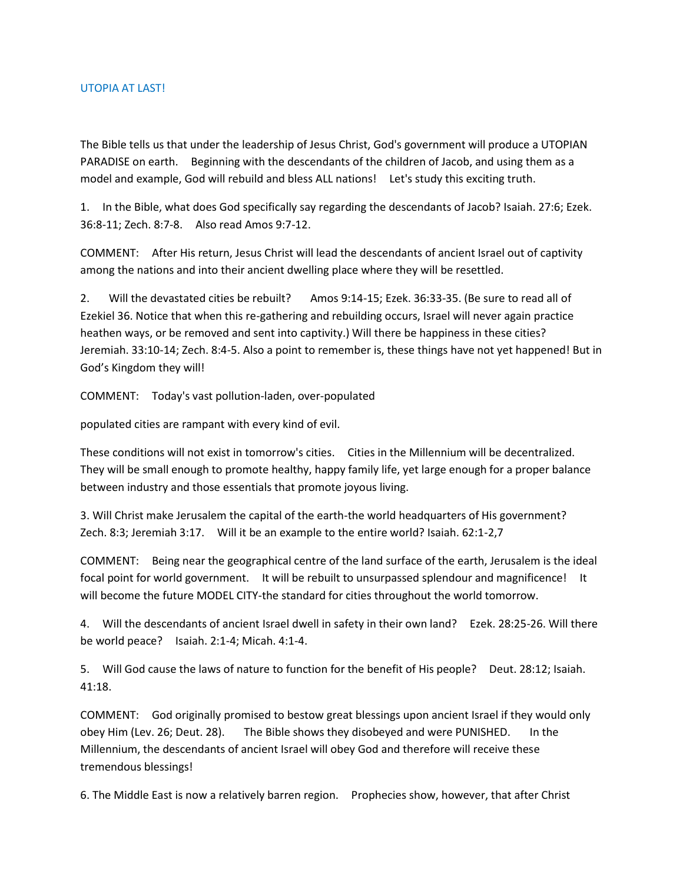UTOPIA AT LAST!

The Bible tells us that under the leadership of Jesus Christ, God's government will produce a UTOPIAN PARADISE on earth. Beginning with the descendants of the children of Jacob, and using them as a model and example, God will rebuild and bless ALL nations! Let's study this exciting truth.

1. In the Bible, what does God specifically say regarding the descendants of Jacob? Isaiah. 27:6; Ezek. 36:8-11; Zech. 8:7-8. Also read Amos 9:7-12.

COMMENT: After His return, Jesus Christ will lead the descendants of ancient Israel out of captivity among the nations and into their ancient dwelling place where they will be resettled.

2. Will the devastated cities be rebuilt? Amos 9:14-15; Ezek. 36:33-35. (Be sure to read all of Ezekiel 36. Notice that when this re-gathering and rebuilding occurs, Israel will never again practice heathen ways, or be removed and sent into captivity.) Will there be happiness in these cities? Jeremiah. 33:10-14; Zech. 8:4-5. Also a point to remember is, these things have not yet happened! But in God's Kingdom they will!

COMMENT: Today's vast pollution-laden, over-populated

populated cities are rampant with every kind of evil.

These conditions will not exist in tomorrow's cities. Cities in the Millennium will be decentralized. They will be small enough to promote healthy, happy family life, yet large enough for a proper balance between industry and those essentials that promote joyous living.

3. Will Christ make Jerusalem the capital of the earth-the world headquarters of His government? Zech. 8:3; Jeremiah 3:17. Will it be an example to the entire world? Isaiah. 62:1-2,7

COMMENT: Being near the geographical centre of the land surface of the earth, Jerusalem is the ideal focal point for world government. It will be rebuilt to unsurpassed splendour and magnificence! It will become the future MODEL CITY-the standard for cities throughout the world tomorrow.

4. Will the descendants of ancient Israel dwell in safety in their own land? Ezek. 28:25-26. Will there be world peace? Isaiah. 2:1-4; Micah. 4:1-4.

5. Will God cause the laws of nature to function for the benefit of His people? Deut. 28:12; Isaiah. 41:18.

COMMENT: God originally promised to bestow great blessings upon ancient Israel if they would only obey Him (Lev. 26; Deut. 28). The Bible shows they disobeyed and were PUNISHED. In the Millennium, the descendants of ancient Israel will obey God and therefore will receive these tremendous blessings!

6. The Middle East is now a relatively barren region. Prophecies show, however, that after Christ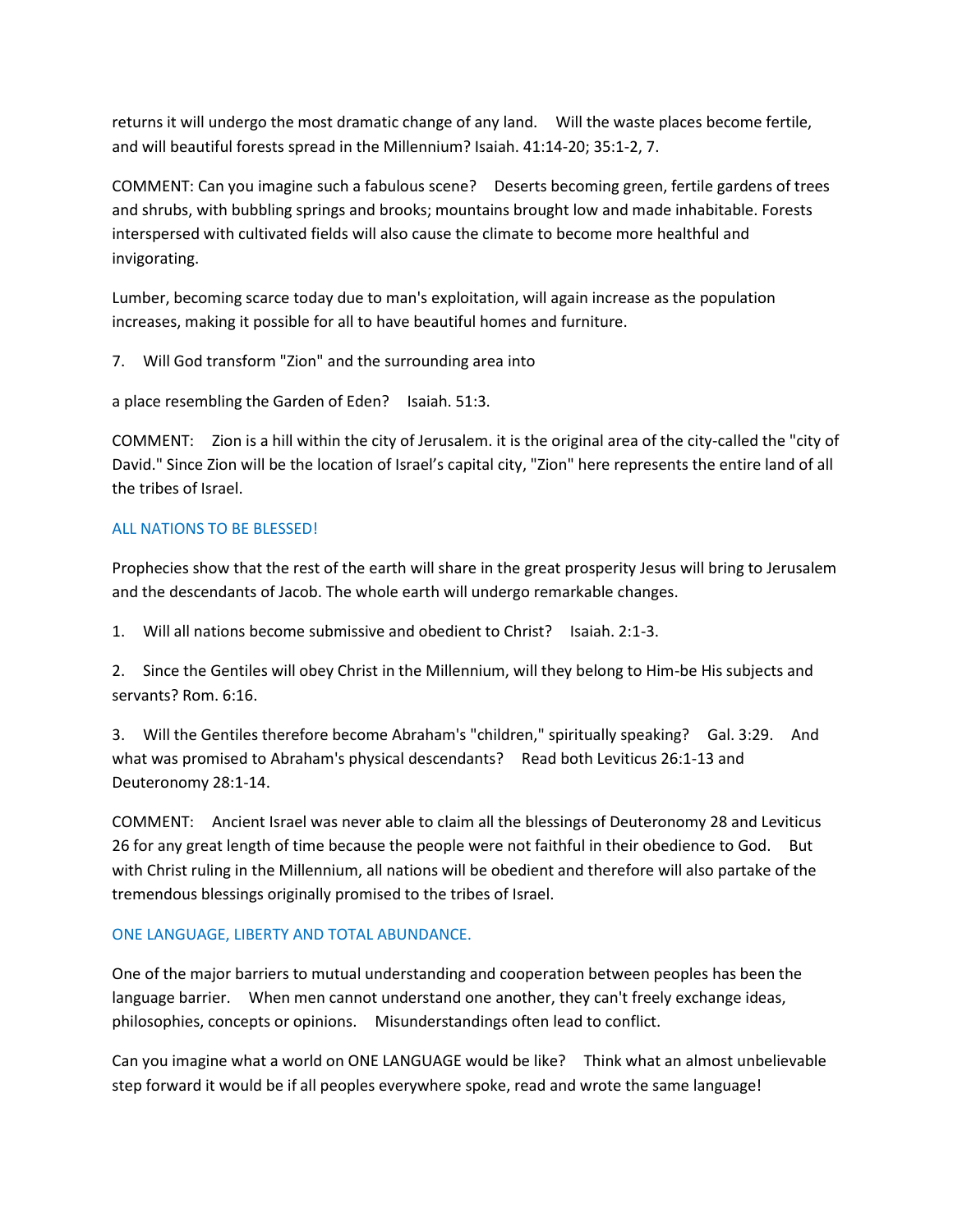returns it will undergo the most dramatic change of any land. Will the waste places become fertile, and will beautiful forests spread in the Millennium? Isaiah. 41:14-20; 35:1-2, 7.

COMMENT: Can you imagine such a fabulous scene? Deserts becoming green, fertile gardens of trees and shrubs, with bubbling springs and brooks; mountains brought low and made inhabitable. Forests interspersed with cultivated fields will also cause the climate to become more healthful and invigorating.

Lumber, becoming scarce today due to man's exploitation, will again increase as the population increases, making it possible for all to have beautiful homes and furniture.

7. Will God transform "Zion" and the surrounding area into

a place resembling the Garden of Eden? Isaiah. 51:3.

COMMENT: Zion is a hill within the city of Jerusalem. it is the original area of the city-called the "city of David." Since Zion will be the location of Israel's capital city, "Zion" here represents the entire land of all the tribes of Israel.

## ALL NATIONS TO BE BLESSED!

Prophecies show that the rest of the earth will share in the great prosperity Jesus will bring to Jerusalem and the descendants of Jacob. The whole earth will undergo remarkable changes.

1. Will all nations become submissive and obedient to Christ? Isaiah. 2:1-3.

2. Since the Gentiles will obey Christ in the Millennium, will they belong to Him-be His subjects and servants? Rom. 6:16.

3. Will the Gentiles therefore become Abraham's "children," spiritually speaking? Gal. 3:29. And what was promised to Abraham's physical descendants? Read both Leviticus 26:1-13 and Deuteronomy 28:1-14.

COMMENT: Ancient Israel was never able to claim all the blessings of Deuteronomy 28 and Leviticus 26 for any great length of time because the people were not faithful in their obedience to God. But with Christ ruling in the Millennium, all nations will be obedient and therefore will also partake of the tremendous blessings originally promised to the tribes of Israel.

## ONE LANGUAGE, LIBERTY AND TOTAL ABUNDANCE.

One of the major barriers to mutual understanding and cooperation between peoples has been the language barrier. When men cannot understand one another, they can't freely exchange ideas, philosophies, concepts or opinions. Misunderstandings often lead to conflict.

Can you imagine what a world on ONE LANGUAGE would be like? Think what an almost unbelievable step forward it would be if all peoples everywhere spoke, read and wrote the same language!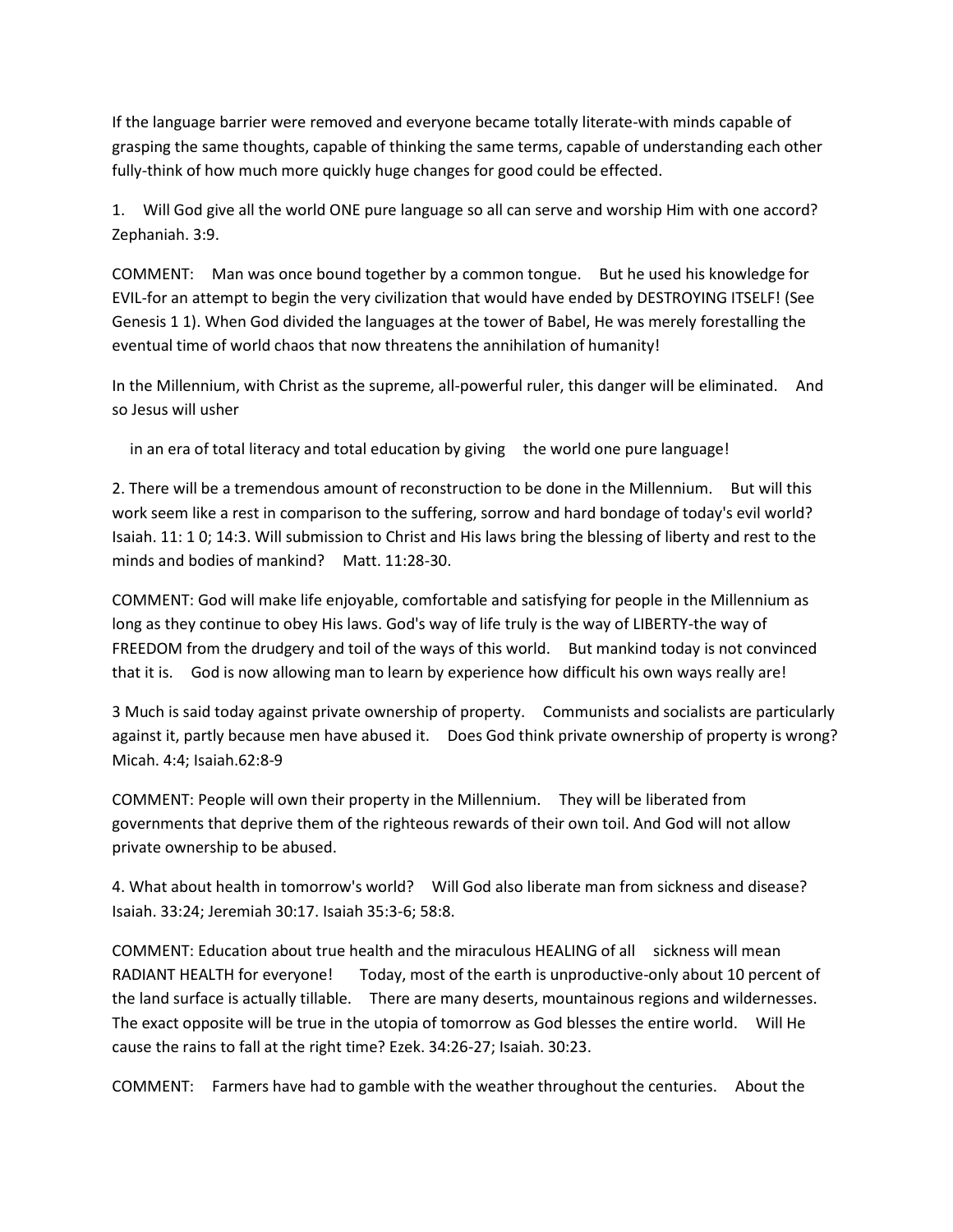If the language barrier were removed and everyone became totally literate-with minds capable of grasping the same thoughts, capable of thinking the same terms, capable of understanding each other fully-think of how much more quickly huge changes for good could be effected.

1. Will God give all the world ONE pure language so all can serve and worship Him with one accord? Zephaniah. 3:9.

COMMENT: Man was once bound together by a common tongue. But he used his knowledge for EVIL-for an attempt to begin the very civilization that would have ended by DESTROYING ITSELF! (See Genesis 1 1). When God divided the languages at the tower of Babel, He was merely forestalling the eventual time of world chaos that now threatens the annihilation of humanity!

In the Millennium, with Christ as the supreme, all-powerful ruler, this danger will be eliminated. And so Jesus will usher

in an era of total literacy and total education by giving the world one pure language!

2. There will be a tremendous amount of reconstruction to be done in the Millennium. But will this work seem like a rest in comparison to the suffering, sorrow and hard bondage of today's evil world? Isaiah. 11: 1 0; 14:3. Will submission to Christ and His laws bring the blessing of liberty and rest to the minds and bodies of mankind? Matt. 11:28-30.

COMMENT: God will make life enjoyable, comfortable and satisfying for people in the Millennium as long as they continue to obey His laws. God's way of life truly is the way of LIBERTY-the way of FREEDOM from the drudgery and toil of the ways of this world. But mankind today is not convinced that it is. God is now allowing man to learn by experience how difficult his own ways really are!

3 Much is said today against private ownership of property. Communists and socialists are particularly against it, partly because men have abused it. Does God think private ownership of property is wrong? Micah. 4:4; Isaiah.62:8-9

COMMENT: People will own their property in the Millennium. They will be liberated from governments that deprive them of the righteous rewards of their own toil. And God will not allow private ownership to be abused.

4. What about health in tomorrow's world? Will God also liberate man from sickness and disease? Isaiah. 33:24; Jeremiah 30:17. Isaiah 35:3-6; 58:8.

COMMENT: Education about true health and the miraculous HEALING of all sickness will mean RADIANT HEALTH for everyone! Today, most of the earth is unproductive-only about 10 percent of the land surface is actually tillable. There are many deserts, mountainous regions and wildernesses. The exact opposite will be true in the utopia of tomorrow as God blesses the entire world. Will He cause the rains to fall at the right time? Ezek. 34:26-27; Isaiah. 30:23.

COMMENT: Farmers have had to gamble with the weather throughout the centuries. About the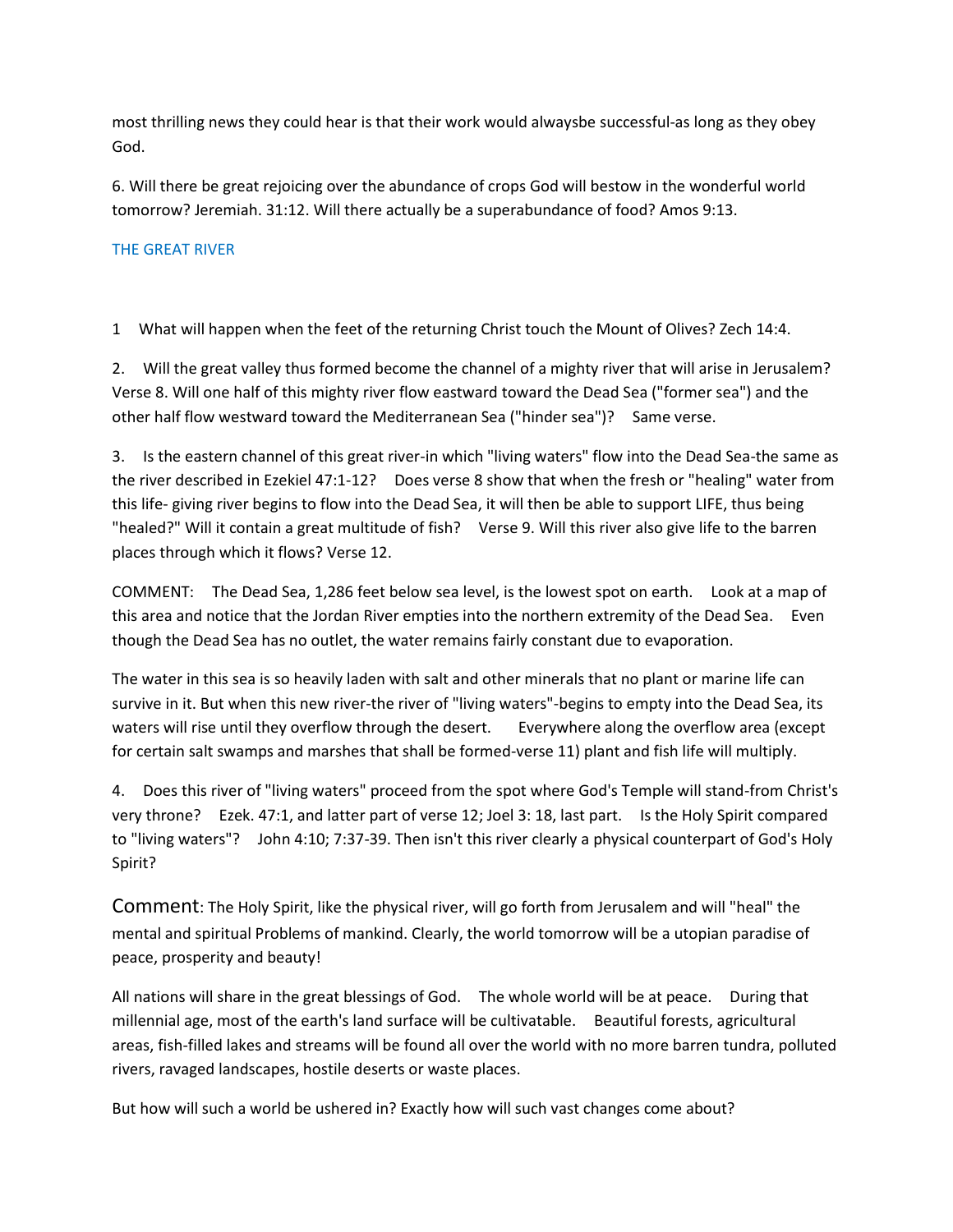most thrilling news they could hear is that their work would alwaysbe successful-as long as they obey God.

6. Will there be great rejoicing over the abundance of crops God will bestow in the wonderful world tomorrow? Jeremiah. 31:12. Will there actually be a superabundance of food? Amos 9:13.

## THE GREAT RIVER

1 What will happen when the feet of the returning Christ touch the Mount of Olives? Zech 14:4.

2. Will the great valley thus formed become the channel of a mighty river that will arise in Jerusalem? Verse 8. Will one half of this mighty river flow eastward toward the Dead Sea ("former sea") and the other half flow westward toward the Mediterranean Sea ("hinder sea")? Same verse.

3. Is the eastern channel of this great river-in which "living waters" flow into the Dead Sea-the same as the river described in Ezekiel 47:1-12? Does verse 8 show that when the fresh or "healing" water from this life- giving river begins to flow into the Dead Sea, it will then be able to support LIFE, thus being "healed?" Will it contain a great multitude of fish? Verse 9. Will this river also give life to the barren places through which it flows? Verse 12.

COMMENT: The Dead Sea, 1,286 feet below sea level, is the lowest spot on earth. Look at a map of this area and notice that the Jordan River empties into the northern extremity of the Dead Sea. Even though the Dead Sea has no outlet, the water remains fairly constant due to evaporation.

The water in this sea is so heavily laden with salt and other minerals that no plant or marine life can survive in it. But when this new river-the river of "living waters"-begins to empty into the Dead Sea, its waters will rise until they overflow through the desert. Everywhere along the overflow area (except for certain salt swamps and marshes that shall be formed-verse 11) plant and fish life will multiply.

4. Does this river of "living waters" proceed from the spot where God's Temple will stand-from Christ's very throne? Ezek. 47:1, and latter part of verse 12; Joel 3: 18, last part. Is the Holy Spirit compared to "living waters"? John 4:10; 7:37-39. Then isn't this river clearly a physical counterpart of God's Holy Spirit?

Comment: The Holy Spirit, like the physical river, will go forth from Jerusalem and will "heal" the mental and spiritual Problems of mankind. Clearly, the world tomorrow will be a utopian paradise of peace, prosperity and beauty!

All nations will share in the great blessings of God. The whole world will be at peace. During that millennial age, most of the earth's land surface will be cultivatable. Beautiful forests, agricultural areas, fish-filled lakes and streams will be found all over the world with no more barren tundra, polluted rivers, ravaged landscapes, hostile deserts or waste places.

But how will such a world be ushered in? Exactly how will such vast changes come about?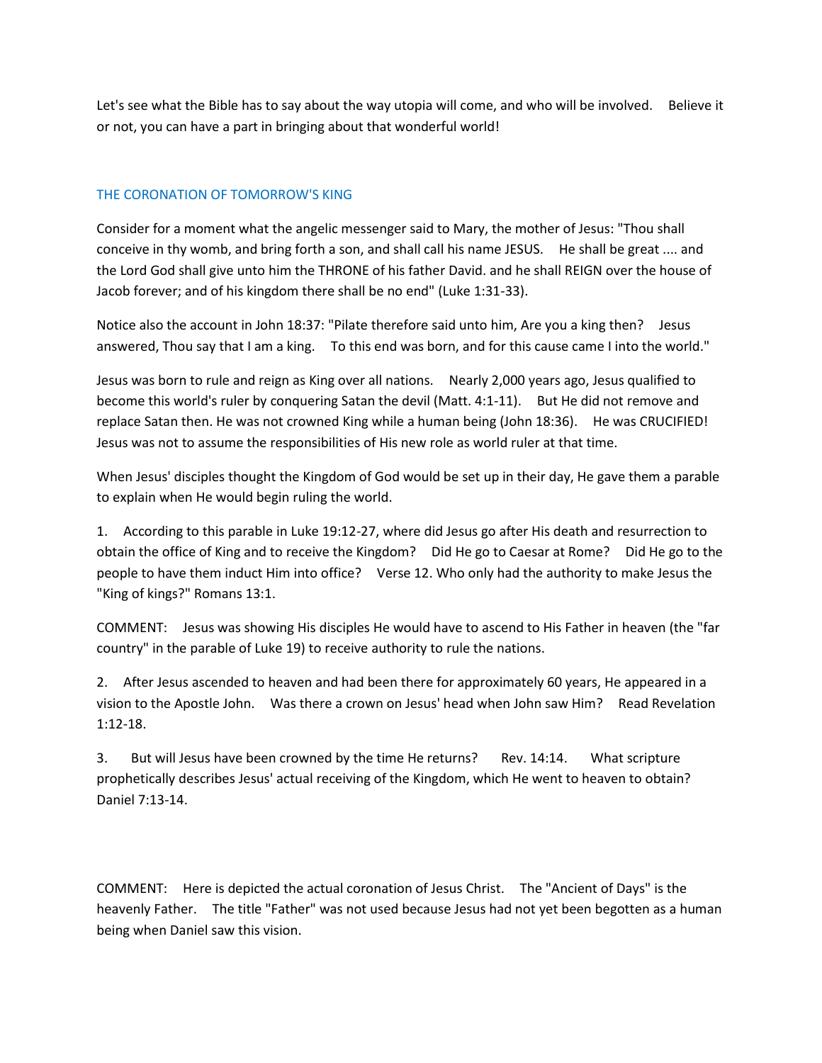Let's see what the Bible has to say about the way utopia will come, and who will be involved. Believe it or not, you can have a part in bringing about that wonderful world!

## THE CORONATION OF TOMORROW'S KING

Consider for a moment what the angelic messenger said to Mary, the mother of Jesus: "Thou shall conceive in thy womb, and bring forth a son, and shall call his name JESUS. He shall be great .... and the Lord God shall give unto him the THRONE of his father David. and he shall REIGN over the house of Jacob forever; and of his kingdom there shall be no end" (Luke 1:31-33).

Notice also the account in John 18:37: "Pilate therefore said unto him, Are you a king then? Jesus answered, Thou say that I am a king. To this end was born, and for this cause came I into the world."

Jesus was born to rule and reign as King over all nations. Nearly 2,000 years ago, Jesus qualified to become this world's ruler by conquering Satan the devil (Matt. 4:1-11). But He did not remove and replace Satan then. He was not crowned King while a human being (John 18:36). He was CRUCIFIED! Jesus was not to assume the responsibilities of His new role as world ruler at that time.

When Jesus' disciples thought the Kingdom of God would be set up in their day, He gave them a parable to explain when He would begin ruling the world.

1. According to this parable in Luke 19:12-27, where did Jesus go after His death and resurrection to obtain the office of King and to receive the Kingdom? Did He go to Caesar at Rome? Did He go to the people to have them induct Him into office? Verse 12. Who only had the authority to make Jesus the "King of kings?" Romans 13:1.

COMMENT: Jesus was showing His disciples He would have to ascend to His Father in heaven (the "far country" in the parable of Luke 19) to receive authority to rule the nations.

2. After Jesus ascended to heaven and had been there for approximately 60 years, He appeared in a vision to the Apostle John. Was there a crown on Jesus' head when John saw Him? Read Revelation 1:12-18.

3. But will Jesus have been crowned by the time He returns? Rev. 14:14. What scripture prophetically describes Jesus' actual receiving of the Kingdom, which He went to heaven to obtain? Daniel 7:13-14.

COMMENT: Here is depicted the actual coronation of Jesus Christ. The "Ancient of Days" is the heavenly Father. The title "Father" was not used because Jesus had not yet been begotten as a human being when Daniel saw this vision.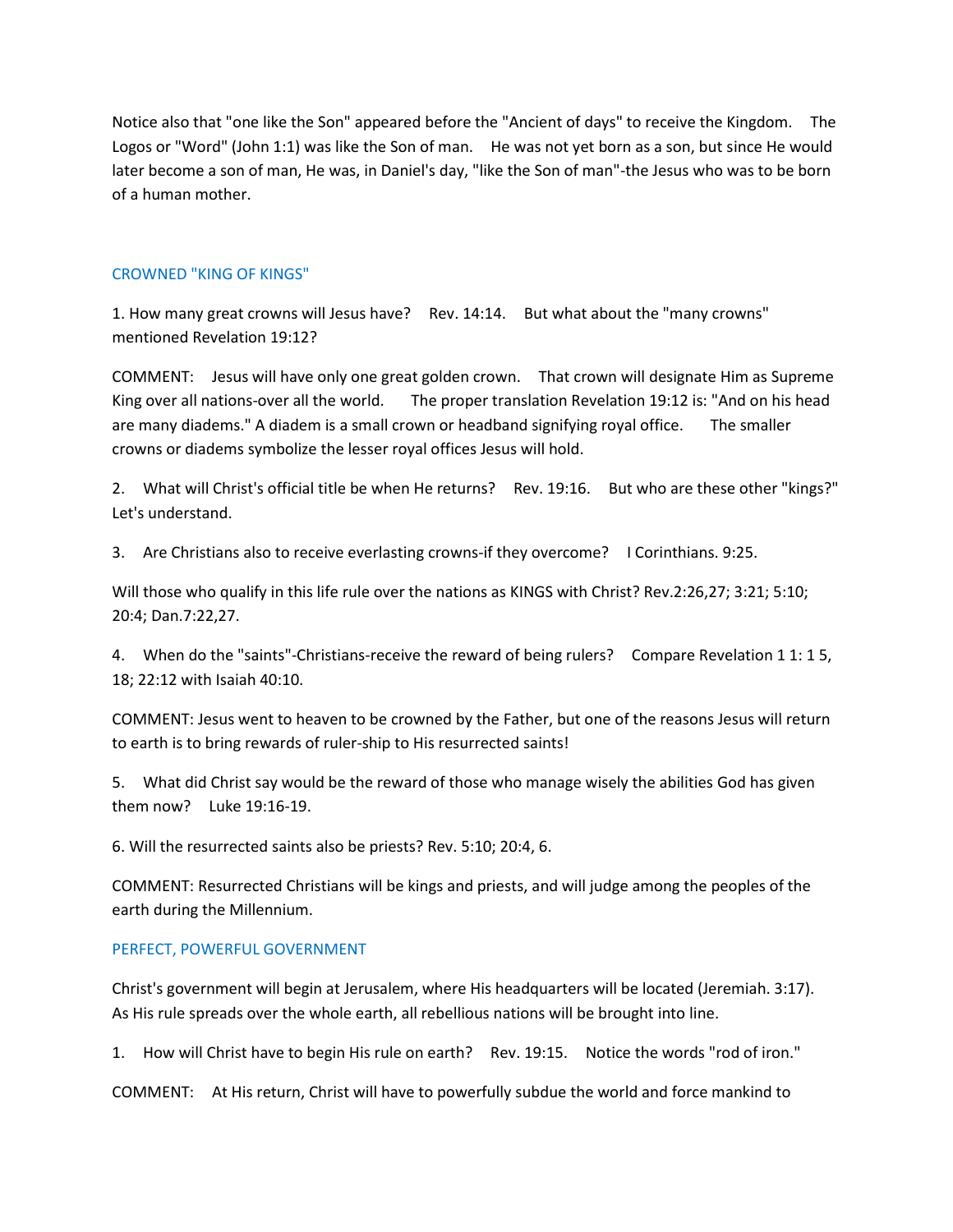Notice also that "one like the Son" appeared before the "Ancient of days" to receive the Kingdom. The Logos or "Word" (John 1:1) was like the Son of man. He was not yet born as a son, but since He would later become a son of man, He was, in Daniel's day, "like the Son of man"-the Jesus who was to be born of a human mother.

## CROWNED "KING OF KINGS"

1. How many great crowns will Jesus have? Rev. 14:14. But what about the "many crowns" mentioned Revelation 19:12?

COMMENT: Jesus will have only one great golden crown. That crown will designate Him as Supreme King over all nations-over all the world. The proper translation Revelation 19:12 is: "And on his head are many diadems." A diadem is a small crown or headband signifying royal office. The smaller crowns or diadems symbolize the lesser royal offices Jesus will hold.

2. What will Christ's official title be when He returns? Rev. 19:16. But who are these other "kings?" Let's understand.

3. Are Christians also to receive everlasting crowns-if they overcome? I Corinthians. 9:25.

Will those who qualify in this life rule over the nations as KINGS with Christ? Rev.2:26,27; 3:21; 5:10; 20:4; Dan.7:22,27.

4. When do the "saints"-Christians-receive the reward of being rulers? Compare Revelation 1 1: 1 5, 18; 22:12 with Isaiah 40:10.

COMMENT: Jesus went to heaven to be crowned by the Father, but one of the reasons Jesus will return to earth is to bring rewards of ruler-ship to His resurrected saints!

5. What did Christ say would be the reward of those who manage wisely the abilities God has given them now? Luke 19:16-19.

6. Will the resurrected saints also be priests? Rev. 5:10; 20:4, 6.

COMMENT: Resurrected Christians will be kings and priests, and will judge among the peoples of the earth during the Millennium.

## PERFECT, POWERFUL GOVERNMENT

Christ's government will begin at Jerusalem, where His headquarters will be located (Jeremiah. 3:17). As His rule spreads over the whole earth, all rebellious nations will be brought into line.

1. How will Christ have to begin His rule on earth? Rev. 19:15. Notice the words "rod of iron."

COMMENT: At His return, Christ will have to powerfully subdue the world and force mankind to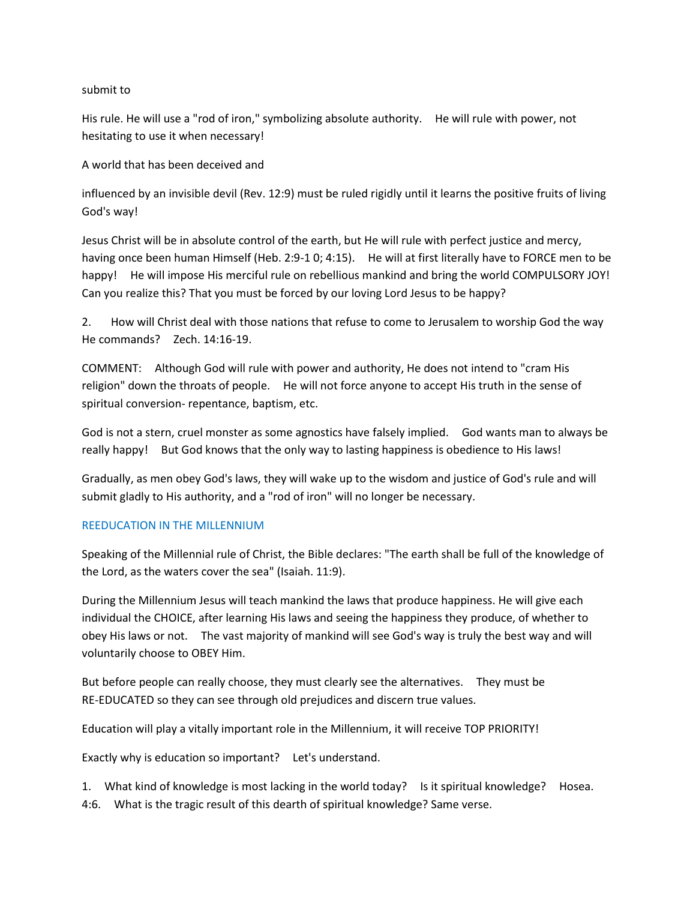submit to

His rule. He will use a "rod of iron," symbolizing absolute authority. He will rule with power, not hesitating to use it when necessary!

A world that has been deceived and

influenced by an invisible devil (Rev. 12:9) must be ruled rigidly until it learns the positive fruits of living God's way!

Jesus Christ will be in absolute control of the earth, but He will rule with perfect justice and mercy, having once been human Himself (Heb. 2:9-1 0; 4:15). He will at first literally have to FORCE men to be happy! He will impose His merciful rule on rebellious mankind and bring the world COMPULSORY JOY! Can you realize this? That you must be forced by our loving Lord Jesus to be happy?

2. How will Christ deal with those nations that refuse to come to Jerusalem to worship God the way He commands? Zech. 14:16-19.

COMMENT: Although God will rule with power and authority, He does not intend to "cram His religion" down the throats of people. He will not force anyone to accept His truth in the sense of spiritual conversion- repentance, baptism, etc.

God is not a stern, cruel monster as some agnostics have falsely implied. God wants man to always be really happy! But God knows that the only way to lasting happiness is obedience to His laws!

Gradually, as men obey God's laws, they will wake up to the wisdom and justice of God's rule and will submit gladly to His authority, and a "rod of iron" will no longer be necessary.

## REEDUCATION IN THE MILLENNIUM

Speaking of the Millennial rule of Christ, the Bible declares: "The earth shall be full of the knowledge of the Lord, as the waters cover the sea" (Isaiah. 11:9).

During the Millennium Jesus will teach mankind the laws that produce happiness. He will give each individual the CHOICE, after learning His laws and seeing the happiness they produce, of whether to obey His laws or not. The vast majority of mankind will see God's way is truly the best way and will voluntarily choose to OBEY Him.

But before people can really choose, they must clearly see the alternatives. They must be RE-EDUCATED so they can see through old prejudices and discern true values.

Education will play a vitally important role in the Millennium, it will receive TOP PRIORITY!

Exactly why is education so important? Let's understand.

1. What kind of knowledge is most lacking in the world today? Is it spiritual knowledge? Hosea. 4:6. What is the tragic result of this dearth of spiritual knowledge? Same verse.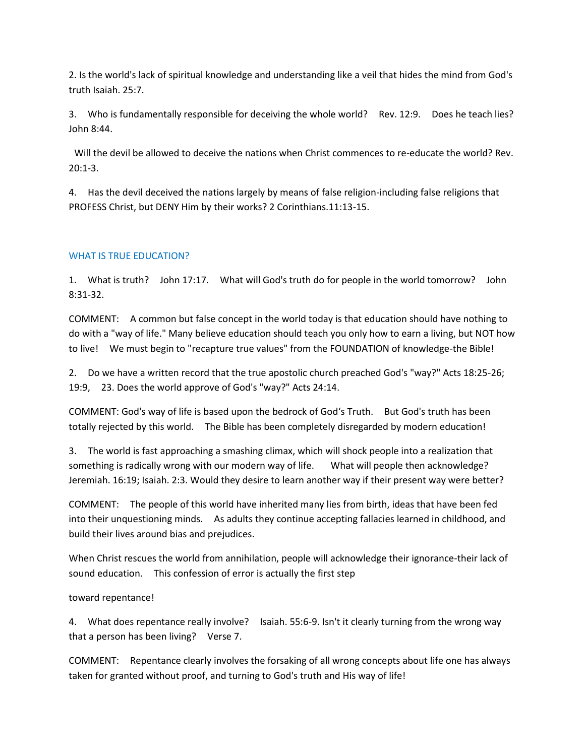2. Is the world's lack of spiritual knowledge and understanding like a veil that hides the mind from God's truth Isaiah. 25:7.

3. Who is fundamentally responsible for deceiving the whole world? Rev. 12:9. Does he teach lies? John 8:44.

Will the devil be allowed to deceive the nations when Christ commences to re-educate the world? Rev. 20:1-3.

4. Has the devil deceived the nations largely by means of false religion-including false religions that PROFESS Christ, but DENY Him by their works? 2 Corinthians.11:13-15.

## WHAT IS TRUE EDUCATION?

1. What is truth? John 17:17. What will God's truth do for people in the world tomorrow? John 8:31-32.

COMMENT: A common but false concept in the world today is that education should have nothing to do with a "way of life." Many believe education should teach you only how to earn a living, but NOT how to live! We must begin to "recapture true values" from the FOUNDATION of knowledge-the Bible!

2. Do we have a written record that the true apostolic church preached God's "way?" Acts 18:25-26; 19:9, 23. Does the world approve of God's "way?" Acts 24:14.

COMMENT: God's way of life is based upon the bedrock of God's Truth. But God's truth has been totally rejected by this world. The Bible has been completely disregarded by modern education!

3. The world is fast approaching a smashing climax, which will shock people into a realization that something is radically wrong with our modern way of life. What will people then acknowledge? Jeremiah. 16:19; Isaiah. 2:3. Would they desire to learn another way if their present way were better?

COMMENT: The people of this world have inherited many lies from birth, ideas that have been fed into their unquestioning minds. As adults they continue accepting fallacies learned in childhood, and build their lives around bias and prejudices.

When Christ rescues the world from annihilation, people will acknowledge their ignorance-their lack of sound education. This confession of error is actually the first step

toward repentance!

4. What does repentance really involve? Isaiah. 55:6-9. Isn't it clearly turning from the wrong way that a person has been living? Verse 7.

COMMENT: Repentance clearly involves the forsaking of all wrong concepts about life one has always taken for granted without proof, and turning to God's truth and His way of life!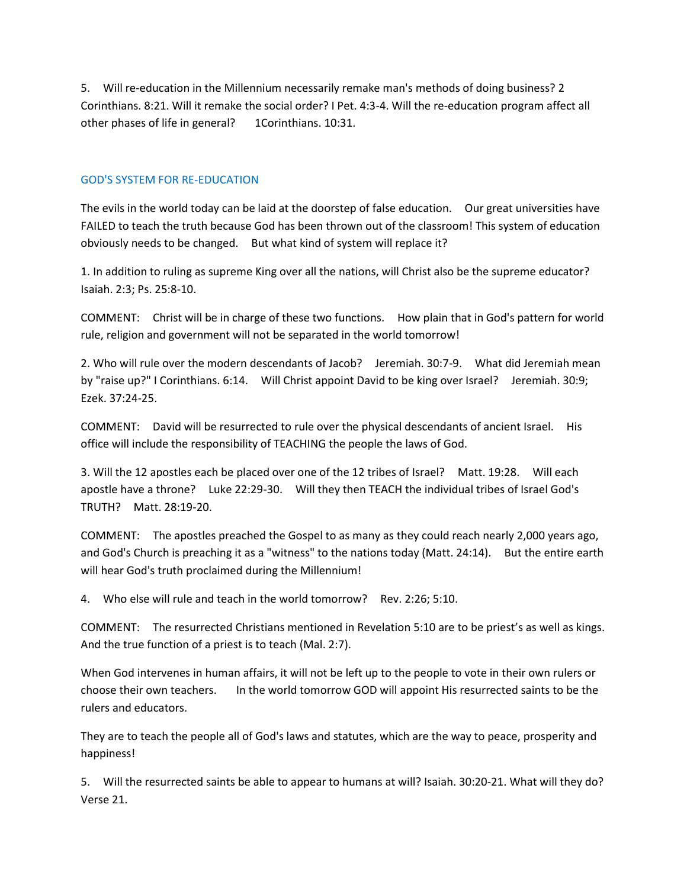5. Will re-education in the Millennium necessarily remake man's methods of doing business? 2 Corinthians. 8:21. Will it remake the social order? I Pet. 4:3-4. Will the re-education program affect all other phases of life in general? 1Corinthians. 10:31.

## GOD'S SYSTEM FOR RE-EDUCATION

The evils in the world today can be laid at the doorstep of false education. Our great universities have FAILED to teach the truth because God has been thrown out of the classroom! This system of education obviously needs to be changed. But what kind of system will replace it?

1. In addition to ruling as supreme King over all the nations, will Christ also be the supreme educator? Isaiah. 2:3; Ps. 25:8-10.

COMMENT: Christ will be in charge of these two functions. How plain that in God's pattern for world rule, religion and government will not be separated in the world tomorrow!

2. Who will rule over the modern descendants of Jacob? Jeremiah. 30:7-9. What did Jeremiah mean by "raise up?" I Corinthians. 6:14. Will Christ appoint David to be king over Israel? Jeremiah. 30:9; Ezek. 37:24-25.

COMMENT: David will be resurrected to rule over the physical descendants of ancient Israel. His office will include the responsibility of TEACHING the people the laws of God.

3. Will the 12 apostles each be placed over one of the 12 tribes of Israel? Matt. 19:28. Will each apostle have a throne? Luke 22:29-30. Will they then TEACH the individual tribes of Israel God's TRUTH? Matt. 28:19-20.

COMMENT: The apostles preached the Gospel to as many as they could reach nearly 2,000 years ago, and God's Church is preaching it as a "witness" to the nations today (Matt. 24:14). But the entire earth will hear God's truth proclaimed during the Millennium!

4. Who else will rule and teach in the world tomorrow? Rev. 2:26; 5:10.

COMMENT: The resurrected Christians mentioned in Revelation 5:10 are to be priest's as well as kings. And the true function of a priest is to teach (Mal. 2:7).

When God intervenes in human affairs, it will not be left up to the people to vote in their own rulers or choose their own teachers. In the world tomorrow GOD will appoint His resurrected saints to be the rulers and educators.

They are to teach the people all of God's laws and statutes, which are the way to peace, prosperity and happiness!

5. Will the resurrected saints be able to appear to humans at will? Isaiah. 30:20-21. What will they do? Verse 21.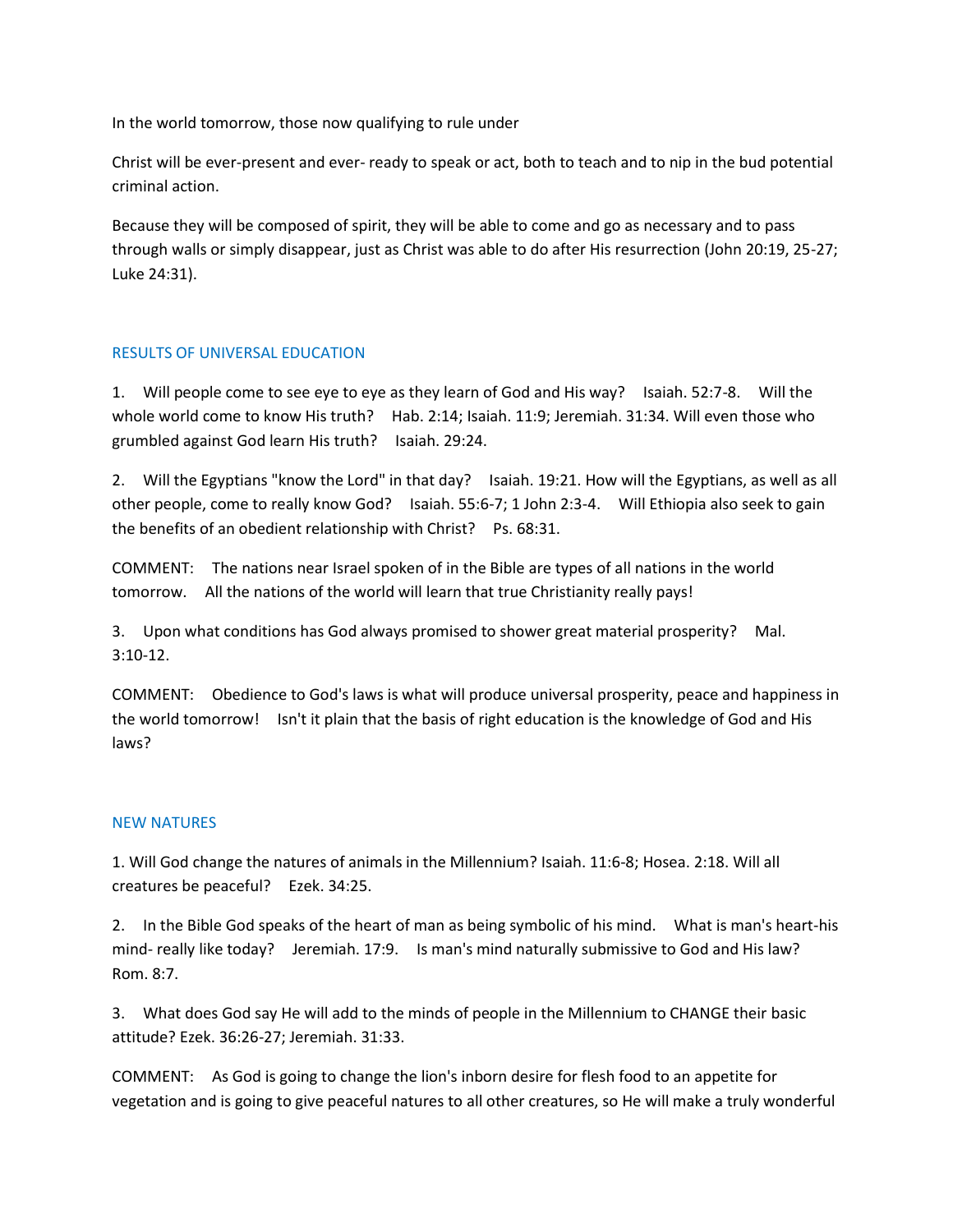In the world tomorrow, those now qualifying to rule under

Christ will be ever-present and ever- ready to speak or act, both to teach and to nip in the bud potential criminal action.

Because they will be composed of spirit, they will be able to come and go as necessary and to pass through walls or simply disappear, just as Christ was able to do after His resurrection (John 20:19, 25-27; Luke 24:31).

## RESULTS OF UNIVERSAL EDUCATION

1. Will people come to see eye to eye as they learn of God and His way? Isaiah. 52:7-8. Will the whole world come to know His truth? Hab. 2:14; Isaiah. 11:9; Jeremiah. 31:34. Will even those who grumbled against God learn His truth? Isaiah. 29:24.

2. Will the Egyptians "know the Lord" in that day? Isaiah. 19:21. How will the Egyptians, as well as all other people, come to really know God? Isaiah. 55:6-7; 1 John 2:3-4. Will Ethiopia also seek to gain the benefits of an obedient relationship with Christ? Ps. 68:31.

COMMENT: The nations near Israel spoken of in the Bible are types of all nations in the world tomorrow. All the nations of the world will learn that true Christianity really pays!

3. Upon what conditions has God always promised to shower great material prosperity? Mal. 3:10-12.

COMMENT: Obedience to God's laws is what will produce universal prosperity, peace and happiness in the world tomorrow! Isn't it plain that the basis of right education is the knowledge of God and His laws?

## NEW NATURES

1. Will God change the natures of animals in the Millennium? Isaiah. 11:6-8; Hosea. 2:18. Will all creatures be peaceful? Ezek. 34:25.

2. In the Bible God speaks of the heart of man as being symbolic of his mind. What is man's heart-his mind- really like today? Jeremiah. 17:9. Is man's mind naturally submissive to God and His law? Rom. 8:7.

3. What does God say He will add to the minds of people in the Millennium to CHANGE their basic attitude? Ezek. 36:26-27; Jeremiah. 31:33.

COMMENT: As God is going to change the lion's inborn desire for flesh food to an appetite for vegetation and is going to give peaceful natures to all other creatures, so He will make a truly wonderful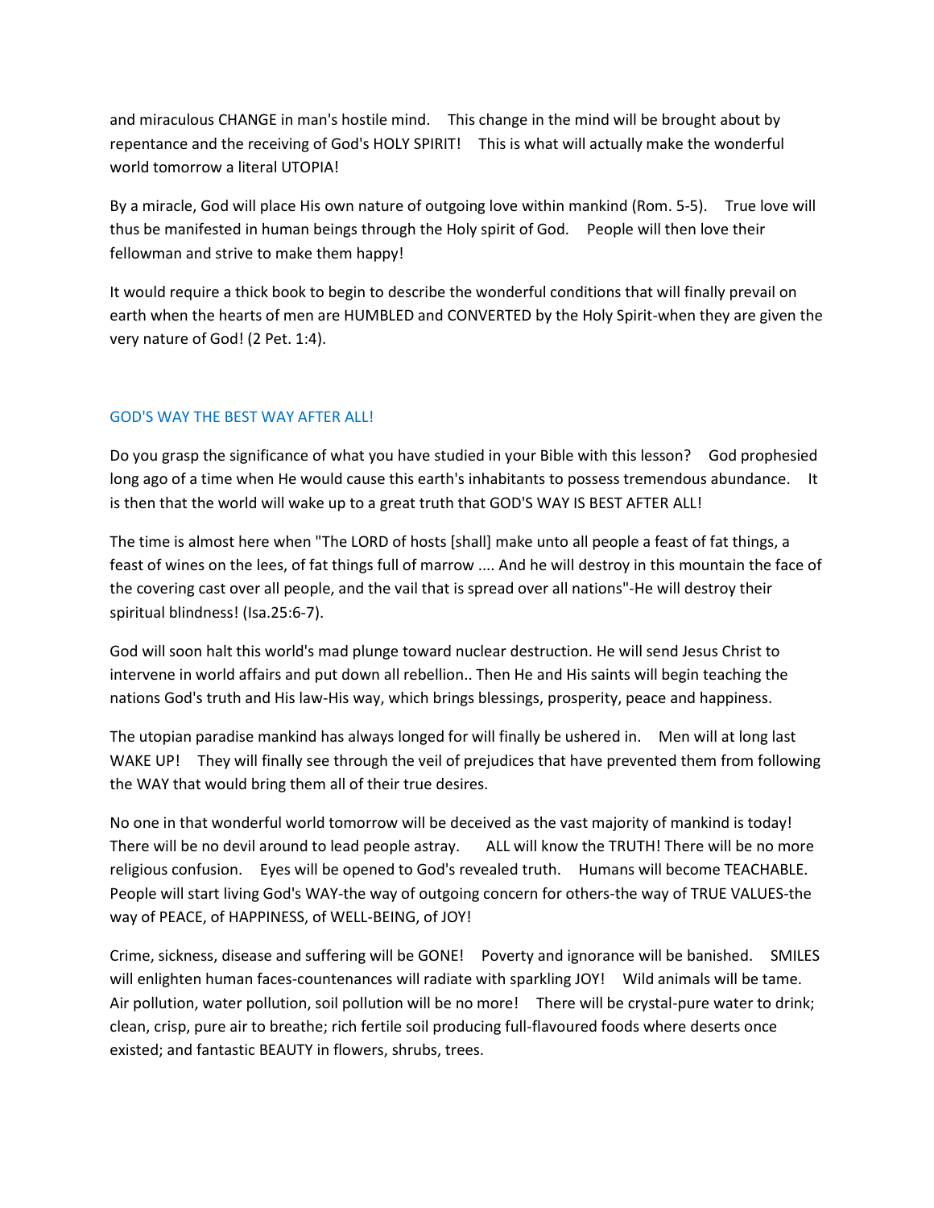and miraculous CHANGE in man's hostile mind. This change in the mind will be brought about by repentance and the receiving of God's HOLY SPIRIT! This is what will actually make the wonderful world tomorrow a literal UTOPIA!

By a miracle, God will place His own nature of outgoing love within mankind (Rom. 5-5). True love will thus be manifested in human beings through the Holy spirit of God. People will then love their fellowman and strive to make them happy!

It would require a thick book to begin to describe the wonderful conditions that will finally prevail on earth when the hearts of men are HUMBLED and CONVERTED by the Holy Spirit-when they are given the very nature of God! (2 Pet. 1:4).

## GOD'S WAY THE BEST WAY AFTER ALL!

Do you grasp the significance of what you have studied in your Bible with this lesson? God prophesied long ago of a time when He would cause this earth's inhabitants to possess tremendous abundance. It is then that the world will wake up to a great truth that GOD'S WAY IS BEST AFTER ALL!

The time is almost here when "The LORD of hosts [shall] make unto all people a feast of fat things, a feast of wines on the lees, of fat things full of marrow .... And he will destroy in this mountain the face of the covering cast over all people, and the vail that is spread over all nations"-He will destroy their spiritual blindness! (Isa.25:6-7).

God will soon halt this world's mad plunge toward nuclear destruction. He will send Jesus Christ to intervene in world affairs and put down all rebellion.. Then He and His saints will begin teaching the nations God's truth and His law-His way, which brings blessings, prosperity, peace and happiness.

The utopian paradise mankind has always longed for will finally be ushered in. Men will at long last WAKE UP! They will finally see through the veil of prejudices that have prevented them from following the WAY that would bring them all of their true desires.

No one in that wonderful world tomorrow will be deceived as the vast majority of mankind is today! There will be no devil around to lead people astray. ALL will know the TRUTH! There will be no more religious confusion. Eyes will be opened to God's revealed truth. Humans will become TEACHABLE. People will start living God's WAY-the way of outgoing concern for others-the way of TRUE VALUES-the way of PEACE, of HAPPINESS, of WELL-BEING, of JOY!

Crime, sickness, disease and suffering will be GONE! Poverty and ignorance will be banished. SMILES will enlighten human faces-countenances will radiate with sparkling JOY! Wild animals will be tame. Air pollution, water pollution, soil pollution will be no more! There will be crystal-pure water to drink; clean, crisp, pure air to breathe; rich fertile soil producing full-flavoured foods where deserts once existed; and fantastic BEAUTY in flowers, shrubs, trees.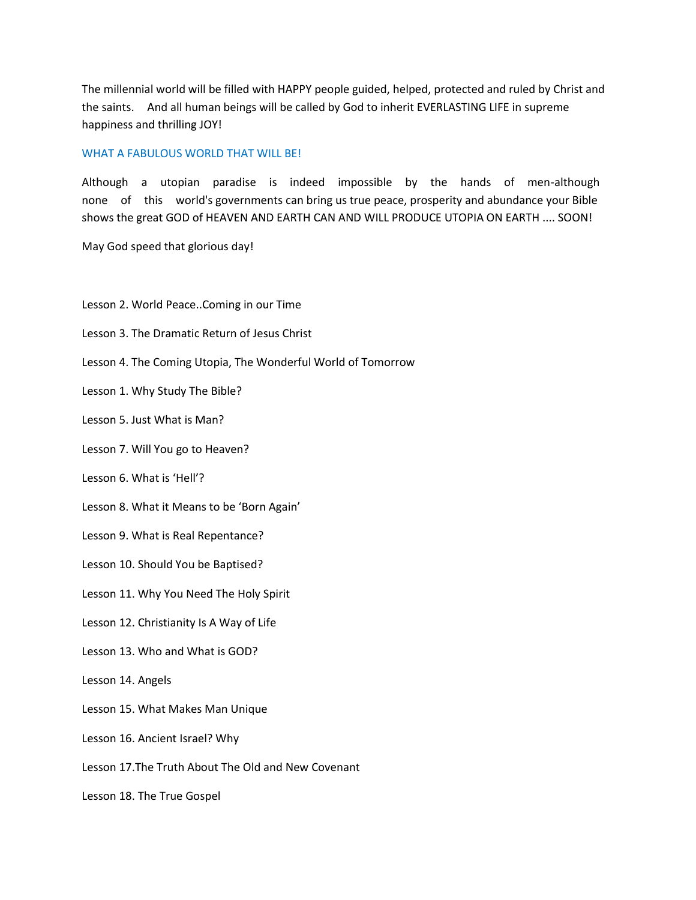The millennial world will be filled with HAPPY people guided, helped, protected and ruled by Christ and the saints. And all human beings will be called by God to inherit EVERLASTING LIFE in supreme happiness and thrilling JOY!

WHAT A FABULOUS WORLD THAT WILL BE!

Although a utopian paradise is indeed impossible by the hands of men-although none of this world's governments can bring us true peace, prosperity and abundance your Bible shows the great GOD of HEAVEN AND EARTH CAN AND WILL PRODUCE UTOPIA ON EARTH .... SOON!

May God speed that glorious day!

Lesson 2. World Peace..Coming in our Time

Lesson 3. The Dramatic Return of Jesus Christ

Lesson 4. The Coming Utopia, The Wonderful World of Tomorrow

Lesson 1. Why Study The Bible?

Lesson 5. Just What is Man?

Lesson 7. Will You go to Heaven?

Lesson 6. What is 'Hell'?

Lesson 8. What it Means to be 'Born Again'

Lesson 9. What is Real Repentance?

Lesson 10. Should You be Baptised?

Lesson 11. Why You Need The Holy Spirit

Lesson 12. Christianity Is A Way of Life

Lesson 13. Who and What is GOD?

Lesson 14. Angels

Lesson 15. What Makes Man Unique

Lesson 16. Ancient Israel? Why

Lesson 17.The Truth About The Old and New Covenant

Lesson 18. The True Gospel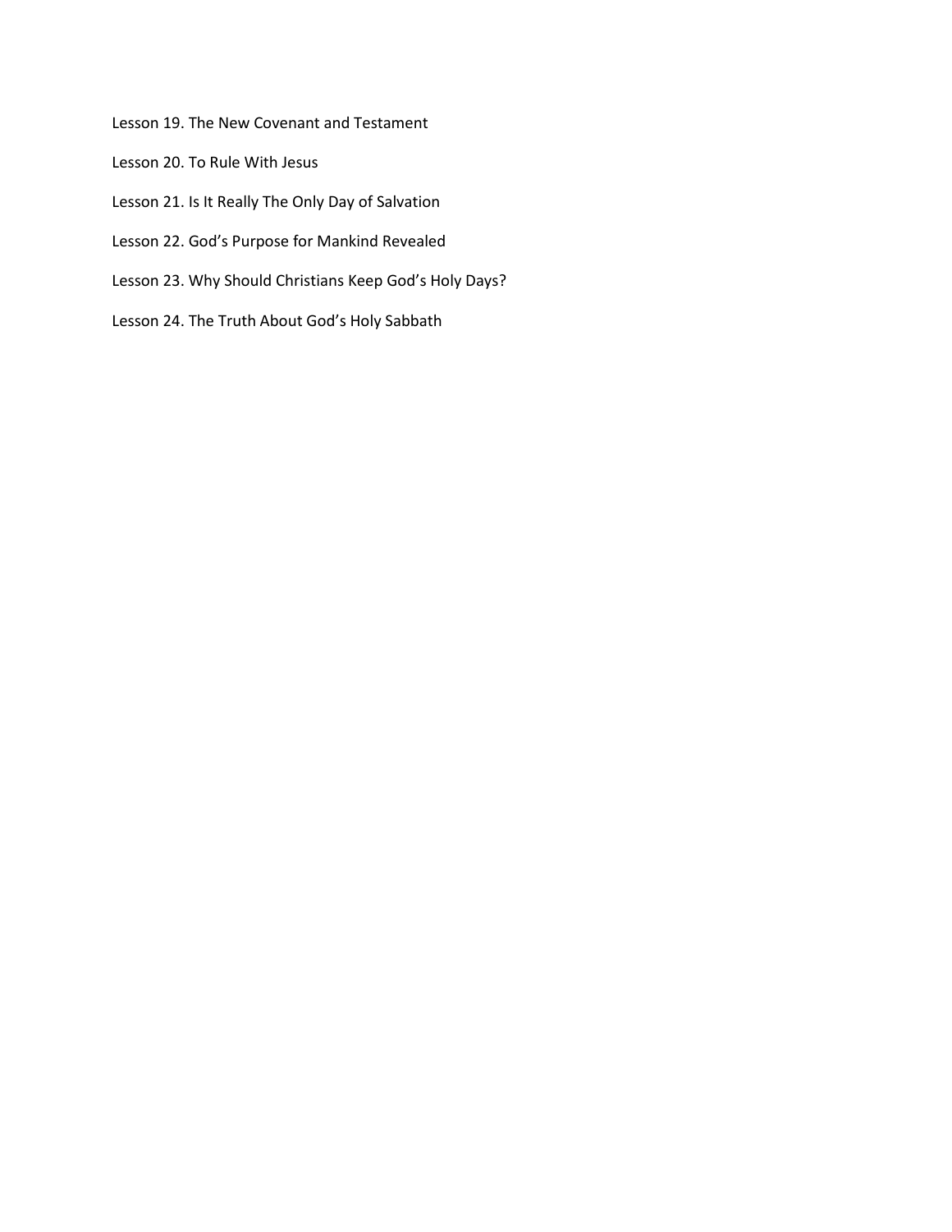Lesson 19. The New Covenant and Testament

Lesson 20. To Rule With Jesus

Lesson 21. Is It Really The Only Day of Salvation

Lesson 22. God's Purpose for Mankind Revealed

Lesson 23. Why Should Christians Keep God's Holy Days?

Lesson 24. The Truth About God's Holy Sabbath